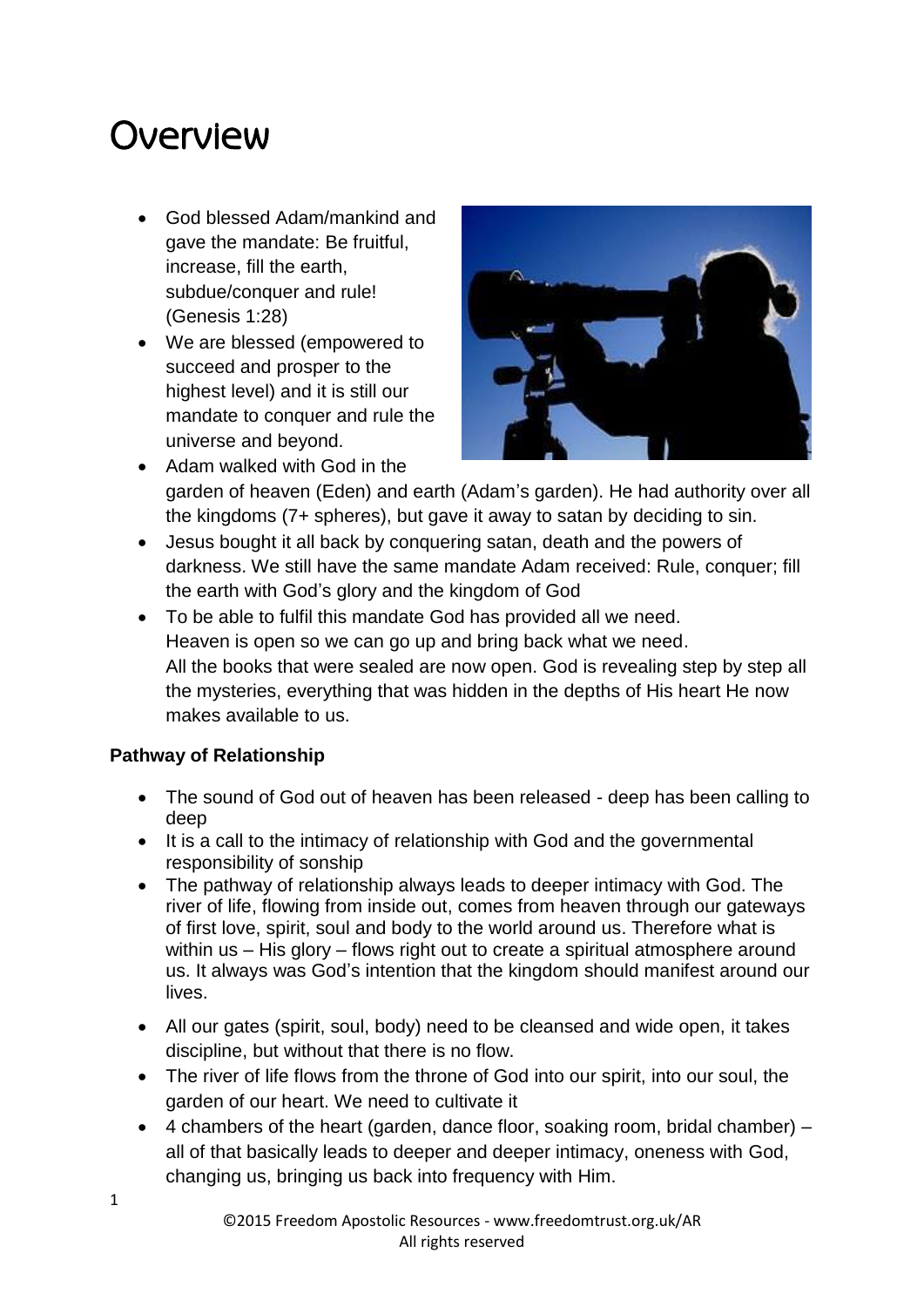# Overview

- God blessed Adam/mankind and gave the mandate: Be fruitful, increase, fill the earth, subdue/conquer and rule! (Genesis 1:28)
- We are blessed (empowered to succeed and prosper to the highest level) and it is still our mandate to conquer and rule the universe and beyond.
- Adam walked with God in the garden of heaven (Eden) and earth (Adam's garden). He had authority over all the kingdoms (7+ spheres), but gave it away to satan by deciding to sin.
- Jesus bought it all back by conquering satan, death and the powers of darkness. We still have the same mandate Adam received: Rule, conquer; fill the earth with God's glory and the kingdom of God
- To be able to fulfil this mandate God has provided all we need.
  Heaven is open so we can go up and bring back what we need.
  All the books that were sealed are now open. God is revealing step by step all the mysteries, everything that was hidden in the depths of His heart He now makes available to us.

**Pathway of Relationship**

- The sound of God out of heaven has been released - deep has been calling to deep
- It is a call to the intimacy of relationship with God and the governmental responsibility of sonship
- The pathway of relationship always leads to deeper intimacy with God. The river of life, flowing from inside out, comes from heaven through our gateways of first love, spirit, soul and body to the world around us. Therefore what is within us – His glory – flows right out to create a spiritual atmosphere around us. It always was God's intention that the kingdom should manifest around our lives.
- All our gates (spirit, soul, body) need to be cleansed and wide open, it takes discipline, but without that there is no flow.
- The river of life flows from the throne of God into our spirit, into our soul, the garden of our heart. We need to cultivate it
- 4 chambers of the heart (garden, dance floor, soaking room, bridal chamber) – all of that basically leads to deeper and deeper intimacy, oneness with God, changing us, bringing us back into frequency with Him.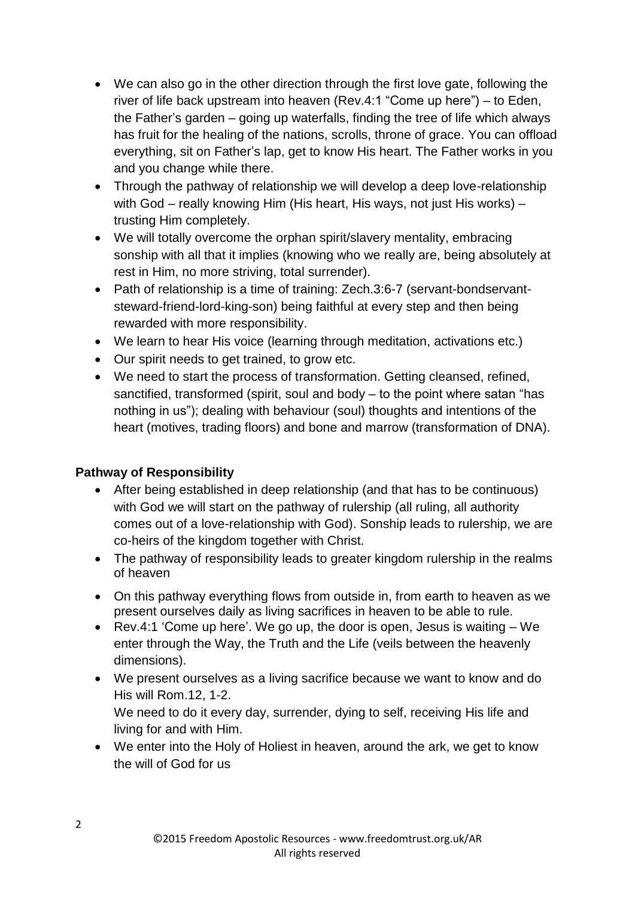- We can also go in the other direction through the first love gate, following the river of life back upstream into heaven (Rev.4:1 "Come up here") – to Eden, the Father's garden – going up waterfalls, finding the tree of life which always has fruit for the healing of the nations, scrolls, throne of grace. You can offload everything, sit on Father's lap, get to know His heart. The Father works in you and you change while there.
- Through the pathway of relationship we will develop a deep love-relationship with God – really knowing Him (His heart, His ways, not just His works) – trusting Him completely.
- We will totally overcome the orphan spirit/slavery mentality, embracing sonship with all that it implies (knowing who we really are, being absolutely at rest in Him, no more striving, total surrender).
- Path of relationship is a time of training: Zech.3:6-7 (servant-bondservant-steward-friend-lord-king-son) being faithful at every step and then being rewarded with more responsibility.
- We learn to hear His voice (learning through meditation, activations etc.)
- Our spirit needs to get trained, to grow etc.
- We need to start the process of transformation. Getting cleansed, refined, sanctified, transformed (spirit, soul and body – to the point where satan "has nothing in us"); dealing with behaviour (soul) thoughts and intentions of the heart (motives, trading floors) and bone and marrow (transformation of DNA).

**Pathway of Responsibility**

- After being established in deep relationship (and that has to be continuous) with God we will start on the pathway of rulership (all ruling, all authority comes out of a love-relationship with God). Sonship leads to rulership, we are co-heirs of the kingdom together with Christ.
- The pathway of responsibility leads to greater kingdom rulership in the realms of heaven
- On this pathway everything flows from outside in, from earth to heaven as we present ourselves daily as living sacrifices in heaven to be able to rule.
- Rev.4:1 'Come up here'. We go up, the door is open, Jesus is waiting – We enter through the Way, the Truth and the Life (veils between the heavenly dimensions).
- We present ourselves as a living sacrifice because we want to know and do His will Rom.12, 1-2.
  We need to do it every day, surrender, dying to self, receiving His life and living for and with Him.
- We enter into the Holy of Holiest in heaven, around the ark, we get to know the will of God for us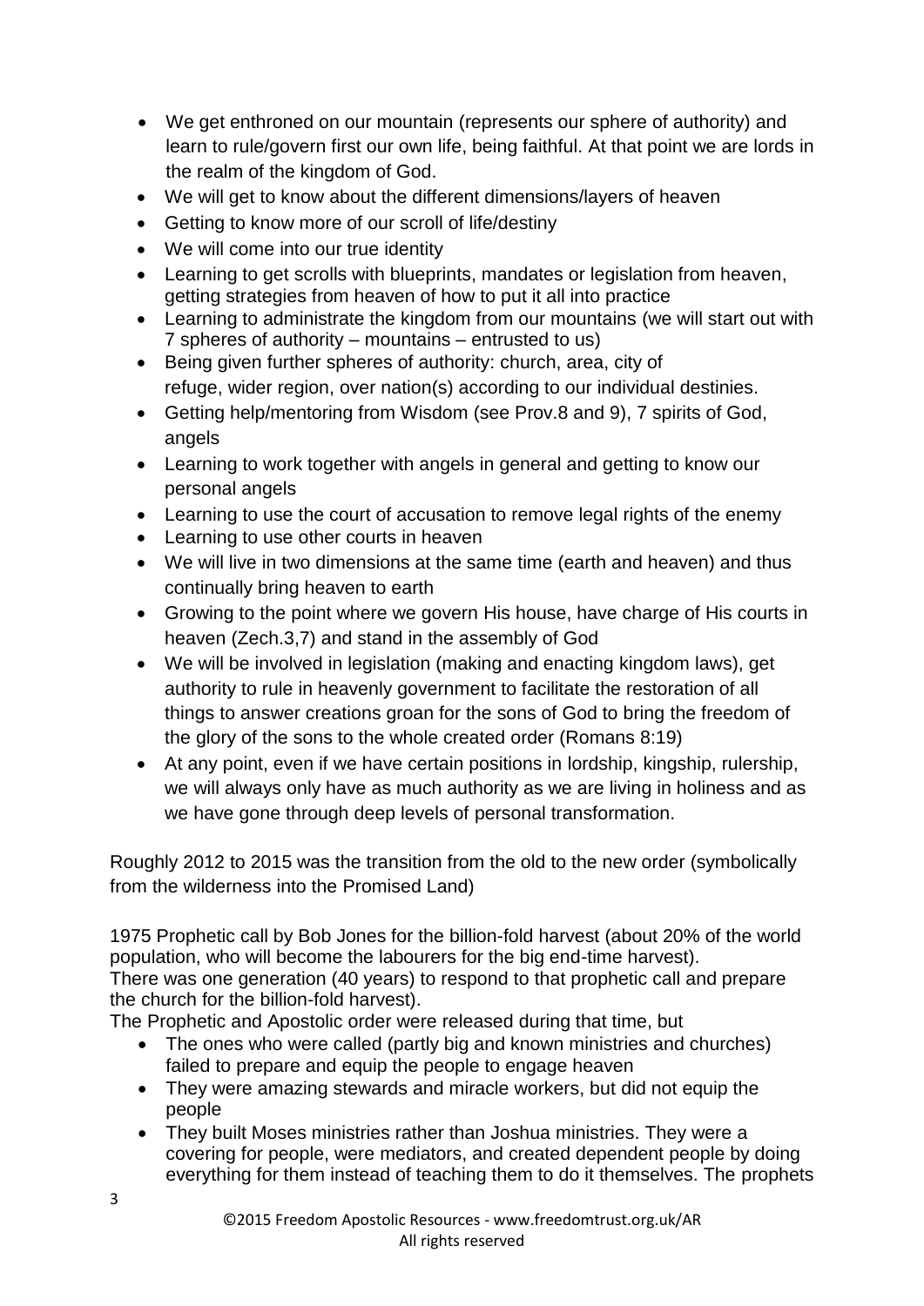- We get enthroned on our mountain (represents our sphere of authority) and learn to rule/govern first our own life, being faithful. At that point we are lords in the realm of the kingdom of God.
- We will get to know about the different dimensions/layers of heaven
- Getting to know more of our scroll of life/destiny
- We will come into our true identity
- Learning to get scrolls with blueprints, mandates or legislation from heaven, getting strategies from heaven of how to put it all into practice
- Learning to administrate the kingdom from our mountains (we will start out with 7 spheres of authority – mountains – entrusted to us)
- Being given further spheres of authority: church, area, city of refuge, wider region, over nation(s) according to our individual destinies.
- Getting help/mentoring from Wisdom (see Prov.8 and 9), 7 spirits of God, angels
- Learning to work together with angels in general and getting to know our personal angels
- Learning to use the court of accusation to remove legal rights of the enemy
- Learning to use other courts in heaven
- We will live in two dimensions at the same time (earth and heaven) and thus continually bring heaven to earth
- Growing to the point where we govern His house, have charge of His courts in heaven (Zech.3,7) and stand in the assembly of God
- We will be involved in legislation (making and enacting kingdom laws), get authority to rule in heavenly government to facilitate the restoration of all things to answer creations groan for the sons of God to bring the freedom of the glory of the sons to the whole created order (Romans 8:19)
- At any point, even if we have certain positions in lordship, kingship, rulership, we will always only have as much authority as we are living in holiness and as we have gone through deep levels of personal transformation.

Roughly 2012 to 2015 was the transition from the old to the new order (symbolically from the wilderness into the Promised Land)

1975 Prophetic call by Bob Jones for the billion-fold harvest (about 20% of the world population, who will become the labourers for the big end-time harvest).
There was one generation (40 years) to respond to that prophetic call and prepare the church for the billion-fold harvest).
The Prophetic and Apostolic order were released during that time, but

- The ones who were called (partly big and known ministries and churches) failed to prepare and equip the people to engage heaven
- They were amazing stewards and miracle workers, but did not equip the people
- They built Moses ministries rather than Joshua ministries. They were a covering for people, were mediators, and created dependent people by doing everything for them instead of teaching them to do it themselves. The prophets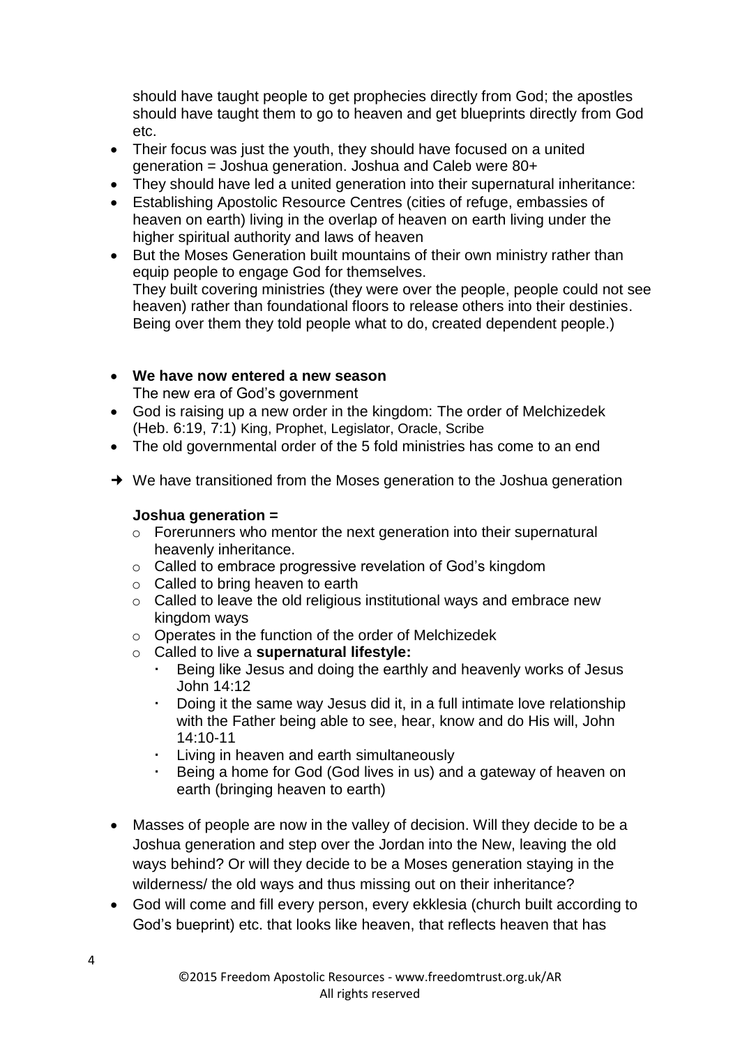should have taught people to get prophecies directly from God; the apostles should have taught them to go to heaven and get blueprints directly from God etc.

- Their focus was just the youth, they should have focused on a united generation = Joshua generation. Joshua and Caleb were 80+
- They should have led a united generation into their supernatural inheritance:
- Establishing Apostolic Resource Centres (cities of refuge, embassies of heaven on earth) living in the overlap of heaven on earth living under the higher spiritual authority and laws of heaven
- But the Moses Generation built mountains of their own ministry rather than equip people to engage God for themselves.
  They built covering ministries (they were over the people, people could not see heaven) rather than foundational floors to release others into their destinies. Being over them they told people what to do, created dependent people.)

- **We have now entered a new season**
  The new era of God's government
- God is raising up a new order in the kingdom: The order of Melchizedek (Heb. 6:19, 7:1) King, Prophet, Legislator, Oracle, Scribe
- The old governmental order of the 5 fold ministries has come to an end

→ We have transitioned from the Moses generation to the Joshua generation

**Joshua generation =**

- Forerunners who mentor the next generation into their supernatural heavenly inheritance.
- Called to embrace progressive revelation of God's kingdom
- Called to bring heaven to earth
- Called to leave the old religious institutional ways and embrace new kingdom ways
- Operates in the function of the order of Melchizedek
- Called to live a **supernatural lifestyle:**
  - Being like Jesus and doing the earthly and heavenly works of Jesus John 14:12
  - Doing it the same way Jesus did it, in a full intimate love relationship with the Father being able to see, hear, know and do His will, John 14:10-11
  - Living in heaven and earth simultaneously
  - Being a home for God (God lives in us) and a gateway of heaven on earth (bringing heaven to earth)

- Masses of people are now in the valley of decision. Will they decide to be a Joshua generation and step over the Jordan into the New, leaving the old ways behind? Or will they decide to be a Moses generation staying in the wilderness/ the old ways and thus missing out on their inheritance?
- God will come and fill every person, every ekklesia (church built according to God's bueprint) etc. that looks like heaven, that reflects heaven that has

©2015 Freedom Apostolic Resources - www.freedomtrust.org.uk/AR
All rights reserved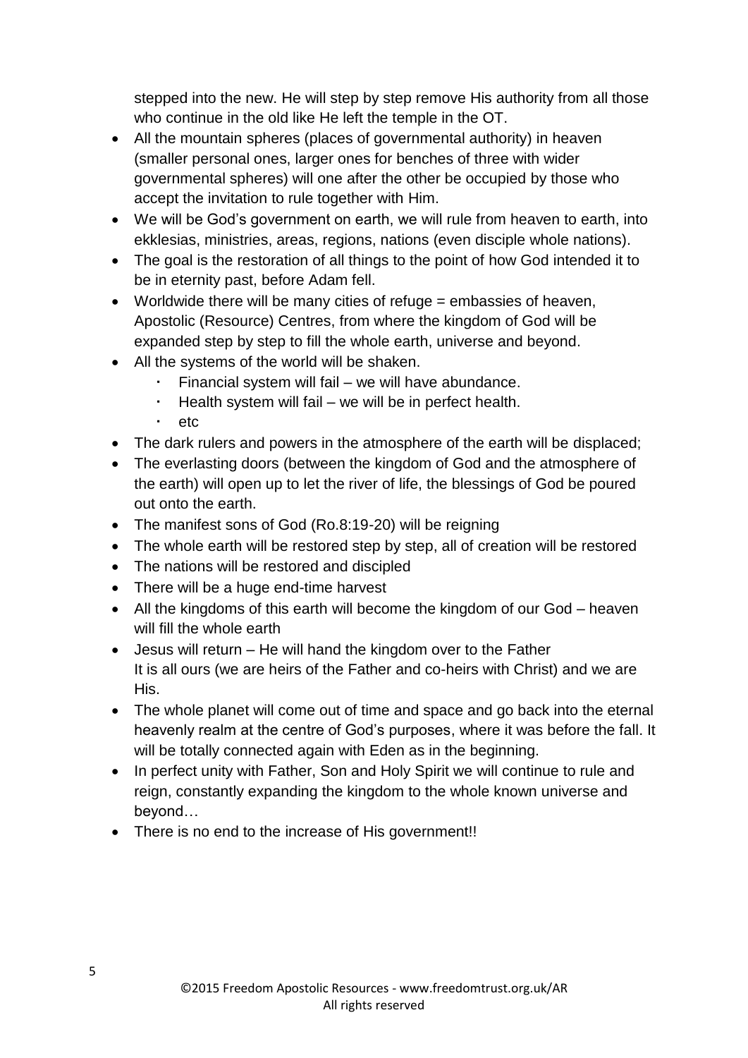stepped into the new. He will step by step remove His authority from all those who continue in the old like He left the temple in the OT.

- All the mountain spheres (places of governmental authority) in heaven (smaller personal ones, larger ones for benches of three with wider governmental spheres) will one after the other be occupied by those who accept the invitation to rule together with Him.
- We will be God's government on earth, we will rule from heaven to earth, into ekklesias, ministries, areas, regions, nations (even disciple whole nations).
- The goal is the restoration of all things to the point of how God intended it to be in eternity past, before Adam fell.
- Worldwide there will be many cities of refuge = embassies of heaven, Apostolic (Resource) Centres, from where the kingdom of God will be expanded step by step to fill the whole earth, universe and beyond.
- All the systems of the world will be shaken.
  - Financial system will fail – we will have abundance.
  - Health system will fail – we will be in perfect health.
  - etc
- The dark rulers and powers in the atmosphere of the earth will be displaced;
- The everlasting doors (between the kingdom of God and the atmosphere of the earth) will open up to let the river of life, the blessings of God be poured out onto the earth.
- The manifest sons of God (Ro.8:19-20) will be reigning
- The whole earth will be restored step by step, all of creation will be restored
- The nations will be restored and discipled
- There will be a huge end-time harvest
- All the kingdoms of this earth will become the kingdom of our God – heaven will fill the whole earth
- Jesus will return – He will hand the kingdom over to the Father
  It is all ours (we are heirs of the Father and co-heirs with Christ) and we are His.
- The whole planet will come out of time and space and go back into the eternal heavenly realm at the centre of God's purposes, where it was before the fall. It will be totally connected again with Eden as in the beginning.
- In perfect unity with Father, Son and Holy Spirit we will continue to rule and reign, constantly expanding the kingdom to the whole known universe and beyond…
- There is no end to the increase of His government!!

©2015 Freedom Apostolic Resources - www.freedomtrust.org.uk/AR
All rights reserved